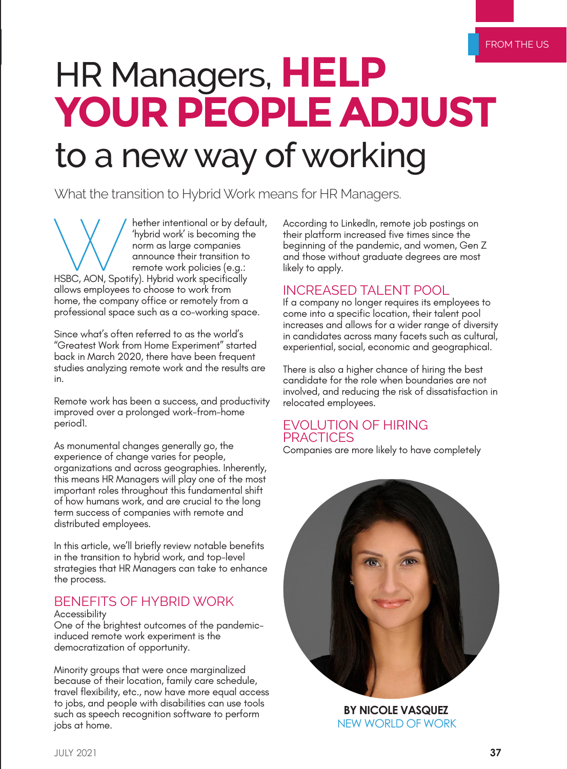FROM THE US

# HR Managers, **HELP YOUR PEOPLE ADJUST** to a new way of working

What the transition to Hybrid Work means for HR Managers.

Whether intentional or by default, 'hybrid work' is becoming the norm as large companies announce their transition to remote work policies (e.g.: HSBC, AON, Spotify). Hybrid work specifically allows employees to choose to work from home, the company office or remotely from a professional space such as a co-working space.

Since what's often referred to as the world's "Greatest Work from Home Experiment" started back in March 2020, there have been frequent studies analyzing remote work and the results are in.

Remote work has been a success, and productivity improved over a prolonged work-from-home period1.

As monumental changes generally go, the experience of change varies for people, organizations and across geographies. Inherently, this means HR Managers will play one of the most important roles throughout this fundamental shift of how humans work, and are crucial to the long term success of companies with remote and distributed employees.

In this article, we'll briefly review notable benefits in the transition to hybrid work, and top-level strategies that HR Managers can take to enhance the process.

## BENEFITS OF HYBRID WORK

Accessibility

One of the brightest outcomes of the pandemic-induced remote work experiment is the democratization of opportunity.

Minority groups that were once marginalized because of their location, family care schedule, travel flexibility, etc., now have more equal access to jobs, and people with disabilities can use tools such as speech recognition software to perform jobs at home.

According to LinkedIn, remote job postings on their platform increased five times since the beginning of the pandemic, and women, Gen Z and those without graduate degrees are most likely to apply.

## INCREASED TALENT POOL

If a company no longer requires its employees to come into a specific location, their talent pool increases and allows for a wider range of diversity in candidates across many facets such as cultural, experiential, social, economic and geographical.

There is also a higher chance of hiring the best candidate for the role when boundaries are not involved, and reducing the risk of dissatisfaction in relocated employees.

## EVOLUTION OF HIRING PRACTICES

Companies are more likely to have completely

**BY NICOLE VASQUEZ**
NEW WORLD OF WORK

JULY 2021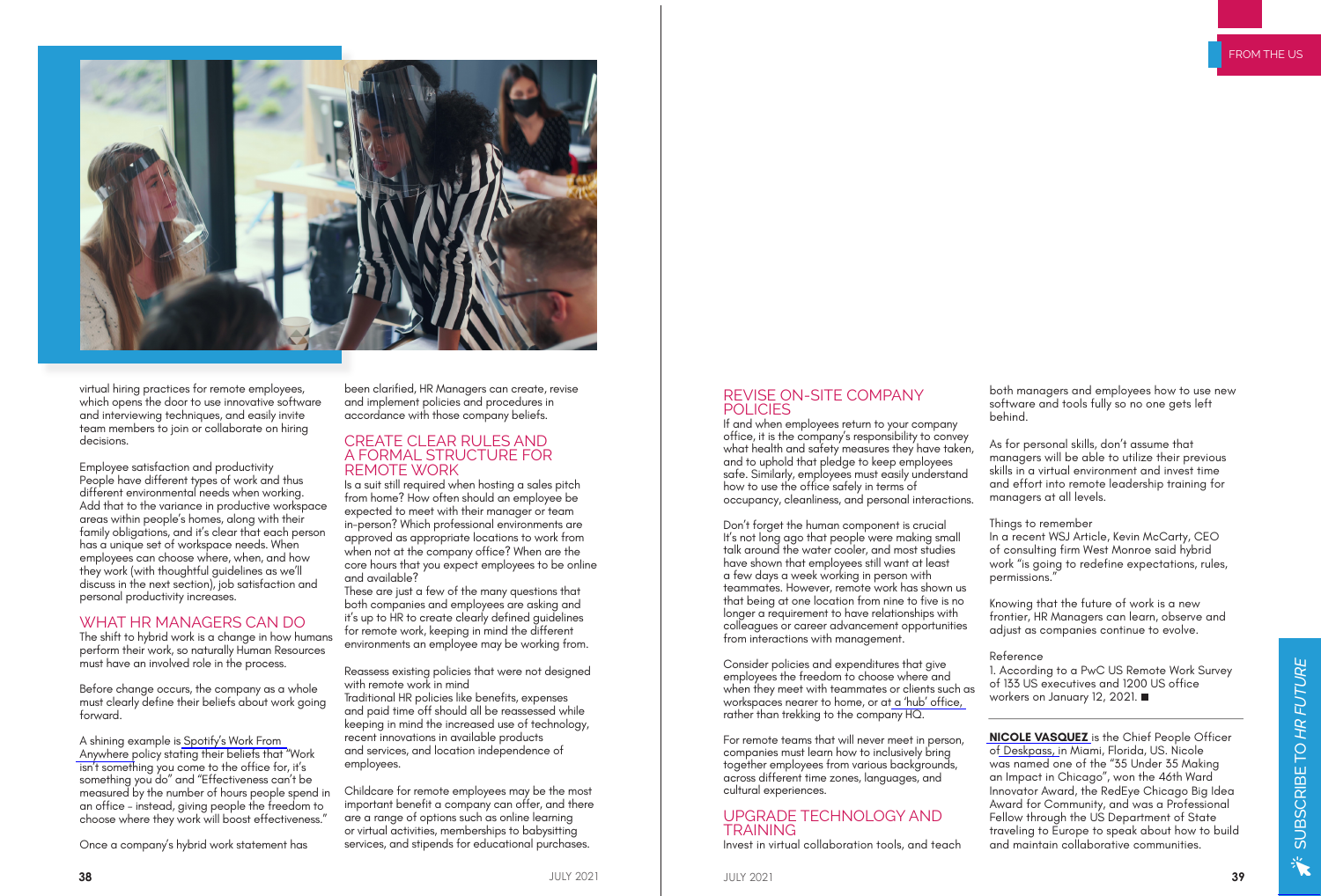virtual hiring practices for remote employees, which opens the door to use innovative software and interviewing techniques, and easily invite team members to join or collaborate on hiring decisions.

Employee satisfaction and productivity
People have different types of work and thus different environmental needs when working. Add that to the variance in productive workspace areas within people's homes, along with their family obligations, and it's clear that each person has a unique set of workspace needs. When employees can choose where, when, and how they work (with thoughtful guidelines as we'll discuss in the next section), job satisfaction and personal productivity increases.

## WHAT HR MANAGERS CAN DO

The shift to hybrid work is a change in how humans perform their work, so naturally Human Resources must have an involved role in the process.

Before change occurs, the company as a whole must clearly define their beliefs about work going forward.

A shining example is Spotify's Work From Anywhere policy stating their beliefs that "Work isn't something you come to the office for, it's something you do" and "Effectiveness can't be measured by the number of hours people spend in an office – instead, giving people the freedom to choose where they work will boost effectiveness."

Once a company's hybrid work statement has been clarified, HR Managers can create, revise and implement policies and procedures in accordance with those company beliefs.

## CREATE CLEAR RULES AND A FORMAL STRUCTURE FOR REMOTE WORK

Is a suit still required when hosting a sales pitch from home? How often should an employee be expected to meet with their manager or team in-person? Which professional environments are approved as appropriate locations to work from when not at the company office? When are the core hours that you expect employees to be online and available?

These are just a few of the many questions that both companies and employees are asking and it's up to HR to create clearly defined guidelines for remote work, keeping in mind the different environments an employee may be working from.

Reassess existing policies that were not designed with remote work in mind
Traditional HR policies like benefits, expenses and paid time off should all be reassessed while keeping in mind the increased use of technology, recent innovations in available products and services, and location independence of employees.

Childcare for remote employees may be the most important benefit a company can offer, and there are a range of options such as online learning or virtual activities, memberships to babysitting services, and stipends for educational purchases.

## REVISE ON-SITE COMPANY POLICIES

If and when employees return to your company office, it is the company's responsibility to convey what health and safety measures they have taken, and to uphold that pledge to keep employees safe. Similarly, employees must easily understand how to use the office safely in terms of occupancy, cleanliness, and personal interactions.

Don't forget the human component is crucial
It's not long ago that people were making small talk around the water cooler, and most studies have shown that employees still want at least a few days a week working in person with teammates. However, remote work has shown us that being at one location from nine to five is no longer a requirement to have relationships with colleagues or career advancement opportunities from interactions with management.

Consider policies and expenditures that give employees the freedom to choose where and when they meet with teammates or clients such as workspaces nearer to home, or at a 'hub' office, rather than trekking to the company HQ.

For remote teams that will never meet in person, companies must learn how to inclusively bring together employees from various backgrounds, across different time zones, languages, and cultural experiences.

## UPGRADE TECHNOLOGY AND TRAINING

Invest in virtual collaboration tools, and teach both managers and employees how to use new software and tools fully so no one gets left behind.

As for personal skills, don't assume that managers will be able to utilize their previous skills in a virtual environment and invest time and effort into remote leadership training for managers at all levels.

Things to remember
In a recent WSJ Article, Kevin McCarty, CEO of consulting firm West Monroe said hybrid work "is going to redefine expectations, rules, permissions."

Knowing that the future of work is a new frontier, HR Managers can learn, observe and adjust as companies continue to evolve.

Reference
1. According to a PwC US Remote Work Survey of 133 US executives and 1200 US office workers on January 12, 2021. ■

**NICOLE VASQUEZ** is the Chief People Officer of Deskpass, in Miami, Florida, US. Nicole was named one of the "35 Under 35 Making an Impact in Chicago", won the 46th Ward Innovator Award, the RedEye Chicago Big Idea Award for Community, and was a Professional Fellow through the US Department of State traveling to Europe to speak about how to build and maintain collaborative communities.